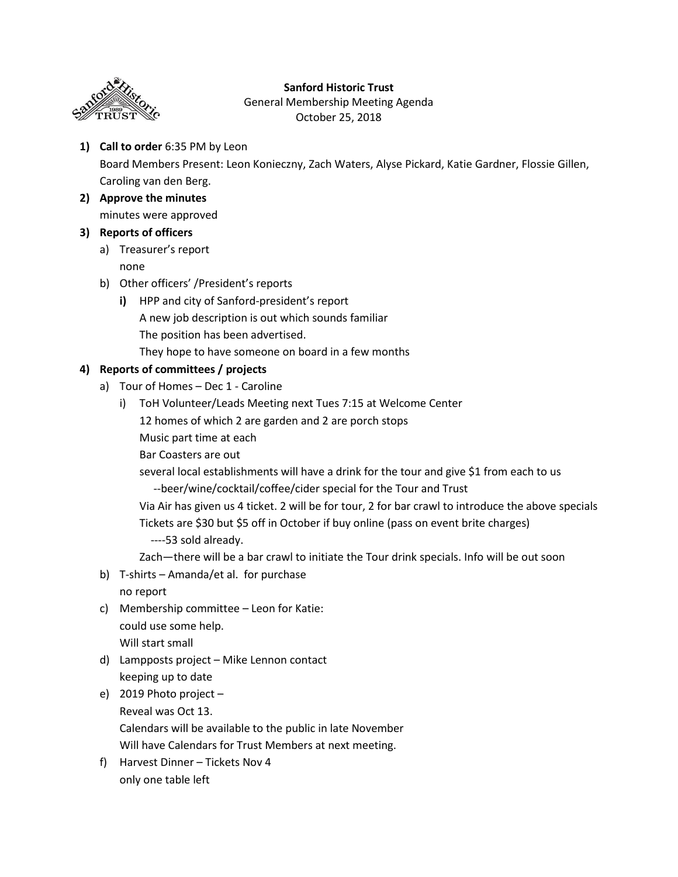**Sanford Historic Trust**

General Membership Meeting Agenda

October 25, 2018

1) **Call to order** 6:35 PM by Leon

   Board Members Present: Leon Konieczny, Zach Waters, Alyse Pickard, Katie Gardner, Flossie Gillen, Caroling van den Berg.

2) **Approve the minutes**

   minutes were approved

3) **Reports of officers**

   a) Treasurer's report

      none

   b) Other officers' /President's reports

      i) HPP and city of Sanford-president's report

         A new job description is out which sounds familiar

         The position has been advertised.

         They hope to have someone on board in a few months

4) **Reports of committees / projects**

   a) Tour of Homes – Dec 1 - Caroline

      i) ToH Volunteer/Leads Meeting next Tues 7:15 at Welcome Center

         12 homes of which 2 are garden and 2 are porch stops

         Music part time at each

         Bar Coasters are out

         several local establishments will have a drink for the tour and give $1 from each to us

            --beer/wine/cocktail/coffee/cider special for the Tour and Trust

         Via Air has given us 4 ticket. 2 will be for tour, 2 for bar crawl to introduce the above specials

         Tickets are $30 but $5 off in October if buy online (pass on event brite charges)

            ----53 sold already.

         Zach—there will be a bar crawl to initiate the Tour drink specials. Info will be out soon

   b) T-shirts – Amanda/et al. for purchase

      no report

   c) Membership committee – Leon for Katie:

      could use some help.

      Will start small

   d) Lampposts project – Mike Lennon contact

      keeping up to date

   e) 2019 Photo project –

      Reveal was Oct 13.

      Calendars will be available to the public in late November

      Will have Calendars for Trust Members at next meeting.

   f) Harvest Dinner – Tickets Nov 4

      only one table left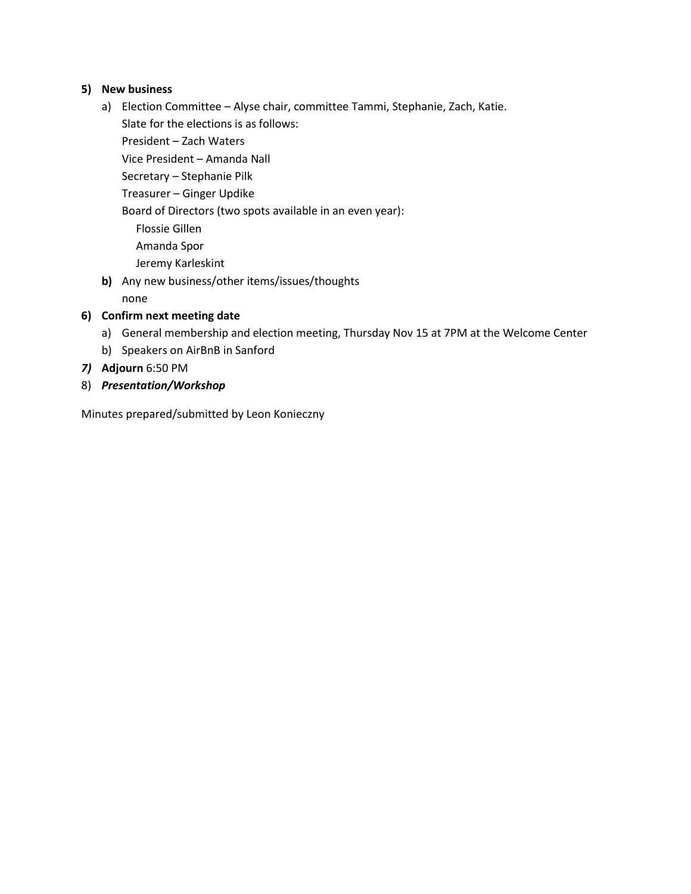**5) New business**

a) Election Committee – Alyse chair, committee Tammi, Stephanie, Zach, Katie.
   Slate for the elections is as follows:
   President – Zach Waters
   Vice President – Amanda Nall
   Secretary – Stephanie Pilk
   Treasurer – Ginger Updike
   Board of Directors (two spots available in an even year):
   - Flossie Gillen
   - Amanda Spor
   - Jeremy Karleskint

**b)** Any new business/other items/issues/thoughts
   none

**6) Confirm next meeting date**

a) General membership and election meeting, Thursday Nov 15 at 7PM at the Welcome Center
b) Speakers on AirBnB in Sanford

***7)*** **Adjourn** 6:50 PM

8) ***Presentation/Workshop***

Minutes prepared/submitted by Leon Konieczny